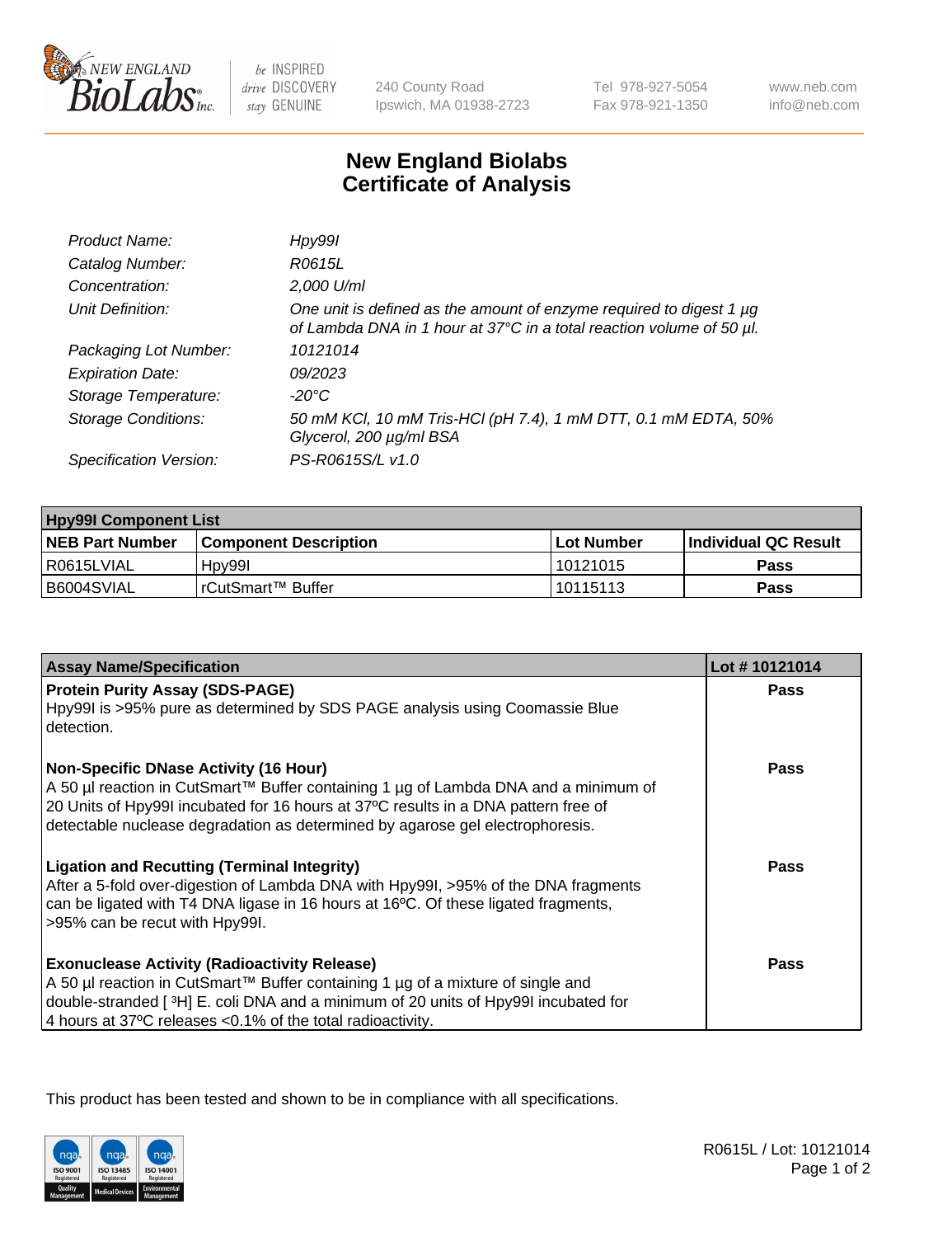New England BioLabs Inc. — be INSPIRED drive DISCOVERY stay GENUINE

240 County Road Ipswich, MA 01938-2723 | Tel 978-927-5054 Fax 978-921-1350 | www.neb.com info@neb.com

# New England Biolabs Certificate of Analysis

| | |
|---|---|
| *Product Name:* | *Hpy99I* |
| *Catalog Number:* | *R0615L* |
| *Concentration:* | *2,000 U/ml* |
| *Unit Definition:* | *One unit is defined as the amount of enzyme required to digest 1 µg of Lambda DNA in 1 hour at 37°C in a total reaction volume of 50 µl.* |
| *Packaging Lot Number:* | *10121014* |
| *Expiration Date:* | *09/2023* |
| *Storage Temperature:* | *-20°C* |
| *Storage Conditions:* | *50 mM KCl, 10 mM Tris-HCl (pH 7.4), 1 mM DTT, 0.1 mM EDTA, 50% Glycerol, 200 µg/ml BSA* |
| *Specification Version:* | *PS-R0615S/L v1.0* |

| Hpy99I Component List | | | |
|---|---|---|---|
| **NEB Part Number** | **Component Description** | **Lot Number** | **Individual QC Result** |
| R0615LVIAL | Hpy99I | 10121015 | **Pass** |
| B6004SVIAL | rCutSmart™ Buffer | 10115113 | **Pass** |

| Assay Name/Specification | Lot # 10121014 |
|---|---|
| **Protein Purity Assay (SDS-PAGE)**<br>Hpy99I is >95% pure as determined by SDS PAGE analysis using Coomassie Blue detection. | **Pass** |
| **Non-Specific DNase Activity (16 Hour)**<br>A 50 µl reaction in CutSmart™ Buffer containing 1 µg of Lambda DNA and a minimum of 20 Units of Hpy99I incubated for 16 hours at 37ºC results in a DNA pattern free of detectable nuclease degradation as determined by agarose gel electrophoresis. | **Pass** |
| **Ligation and Recutting (Terminal Integrity)**<br>After a 5-fold over-digestion of Lambda DNA with Hpy99I, >95% of the DNA fragments can be ligated with T4 DNA ligase in 16 hours at 16ºC. Of these ligated fragments, >95% can be recut with Hpy99I. | **Pass** |
| **Exonuclease Activity (Radioactivity Release)**<br>A 50 µl reaction in CutSmart™ Buffer containing 1 µg of a mixture of single and double-stranded [ $^{3}$H] E. coli DNA and a minimum of 20 units of Hpy99I incubated for 4 hours at 37ºC releases <0.1% of the total radioactivity. | **Pass** |

This product has been tested and shown to be in compliance with all specifications.

R0615L / Lot: 10121014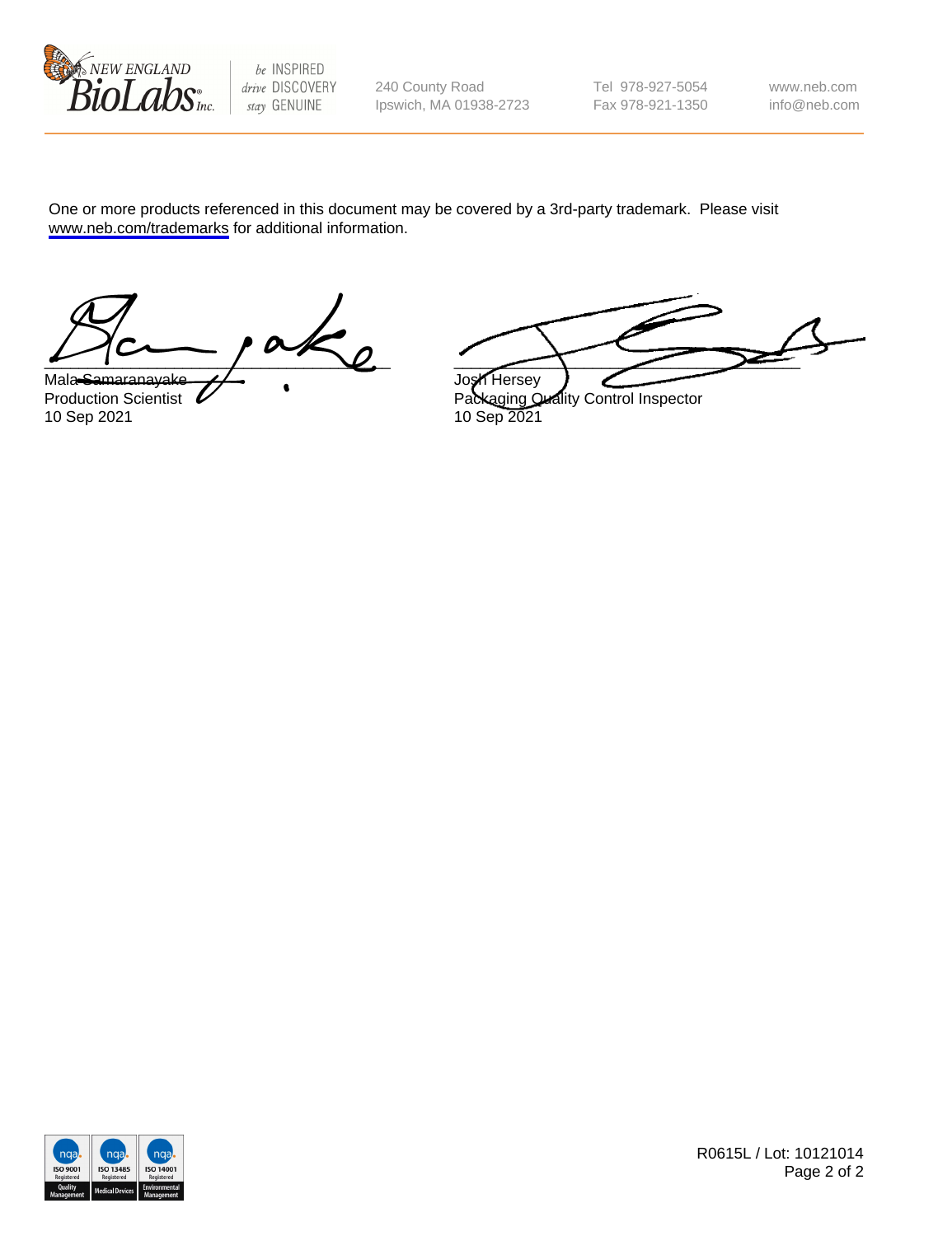One or more products referenced in this document may be covered by a 3rd-party trademark. Please visit www.neb.com/trademarks for additional information.

Mala Samaranayake  
Production Scientist  
10 Sep 2021

Josh Hersey  
Packaging Quality Control Inspector  
10 Sep 2021

R0615L / Lot: 10121014